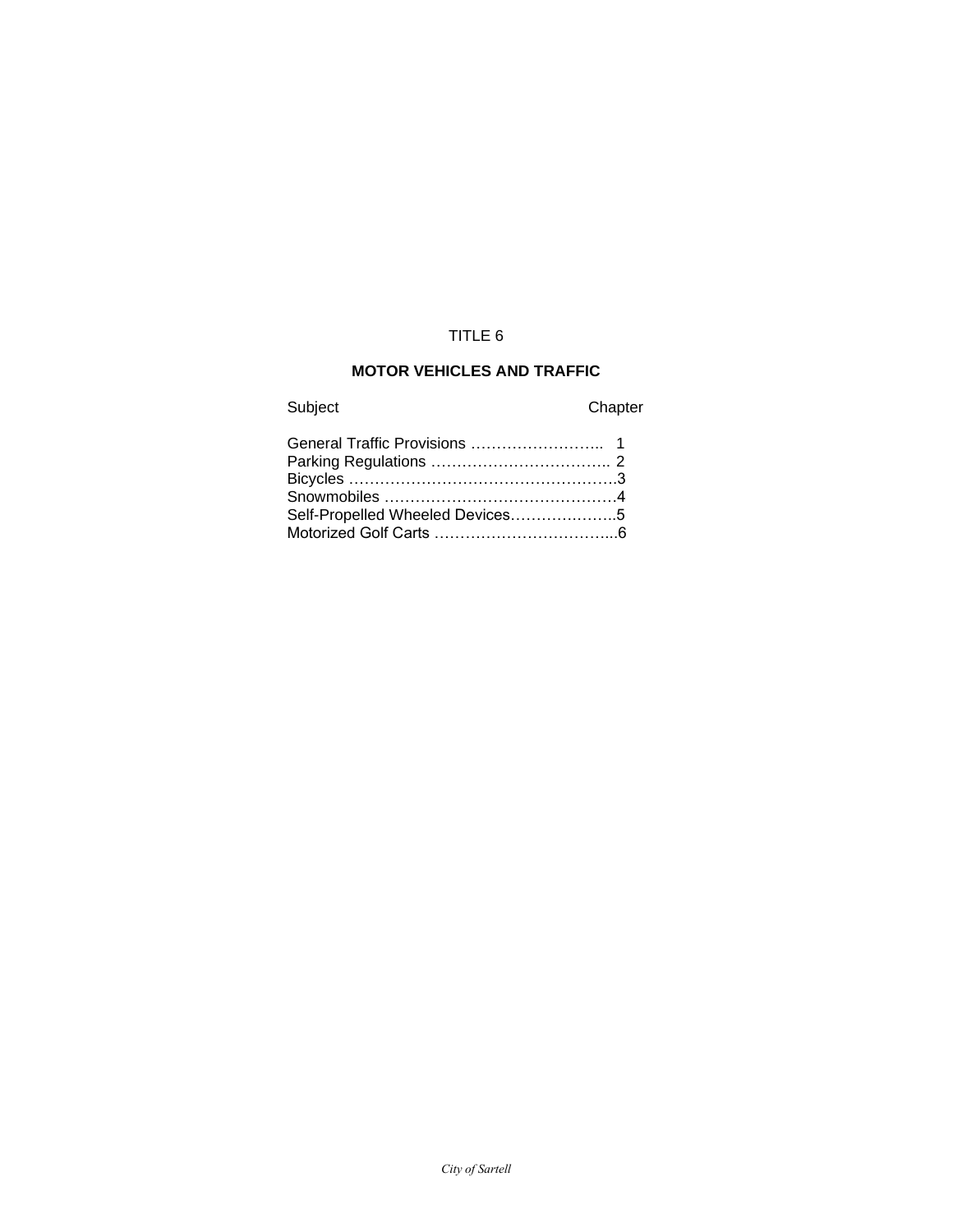# TITLE 6

## MOTOR VEHICLES AND TRAFFIC

| Subject | Chapter |
| --- | --- |
| General Traffic Provisions | 1 |
| Parking Regulations | 2 |
| Bicycles | 3 |
| Snowmobiles | 4 |
| Self-Propelled Wheeled Devices | 5 |
| Motorized Golf Carts | 6 |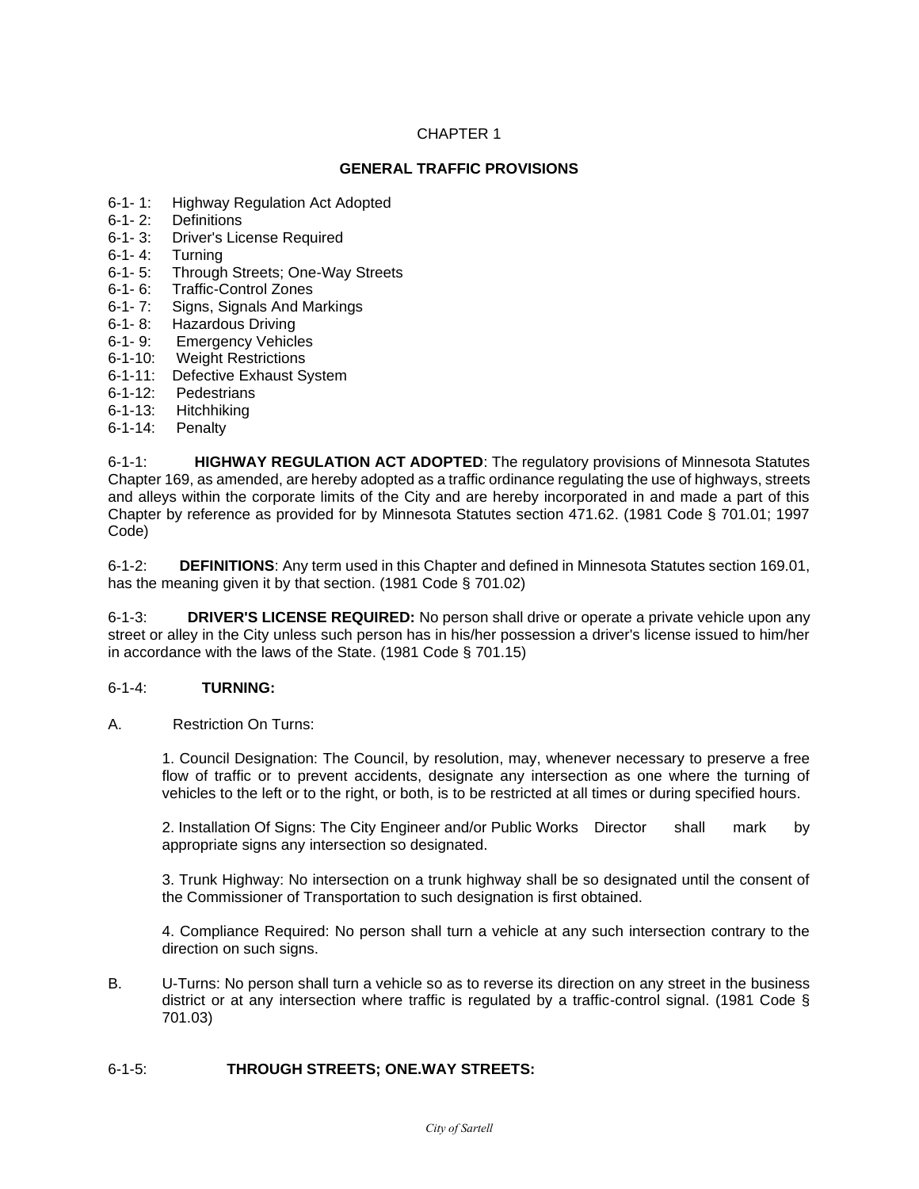## CHAPTER 1

## GENERAL TRAFFIC PROVISIONS

6-1- 1: Highway Regulation Act Adopted
6-1- 2: Definitions
6-1- 3: Driver's License Required
6-1- 4: Turning
6-1- 5: Through Streets; One-Way Streets
6-1- 6: Traffic-Control Zones
6-1- 7: Signs, Signals And Markings
6-1- 8: Hazardous Driving
6-1- 9: Emergency Vehicles
6-1-10: Weight Restrictions
6-1-11: Defective Exhaust System
6-1-12: Pedestrians
6-1-13: Hitchhiking
6-1-14: Penalty

6-1-1: **HIGHWAY REGULATION ACT ADOPTED**: The regulatory provisions of Minnesota Statutes Chapter 169, as amended, are hereby adopted as a traffic ordinance regulating the use of highways, streets and alleys within the corporate limits of the City and are hereby incorporated in and made a part of this Chapter by reference as provided for by Minnesota Statutes section 471.62. (1981 Code § 701.01; 1997 Code)

6-1-2: **DEFINITIONS**: Any term used in this Chapter and defined in Minnesota Statutes section 169.01, has the meaning given it by that section. (1981 Code § 701.02)

6-1-3: **DRIVER'S LICENSE REQUIRED:** No person shall drive or operate a private vehicle upon any street or alley in the City unless such person has in his/her possession a driver's license issued to him/her in accordance with the laws of the State. (1981 Code § 701.15)

6-1-4: **TURNING:**

A. Restriction On Turns:

1. Council Designation: The Council, by resolution, may, whenever necessary to preserve a free flow of traffic or to prevent accidents, designate any intersection as one where the turning of vehicles to the left or to the right, or both, is to be restricted at all times or during specified hours.

2. Installation Of Signs: The City Engineer and/or Public Works Director shall mark by appropriate signs any intersection so designated.

3. Trunk Highway: No intersection on a trunk highway shall be so designated until the consent of the Commissioner of Transportation to such designation is first obtained.

4. Compliance Required: No person shall turn a vehicle at any such intersection contrary to the direction on such signs.

B. U-Turns: No person shall turn a vehicle so as to reverse its direction on any street in the business district or at any intersection where traffic is regulated by a traffic-control signal. (1981 Code § 701.03)

6-1-5: **THROUGH STREETS; ONE.WAY STREETS:**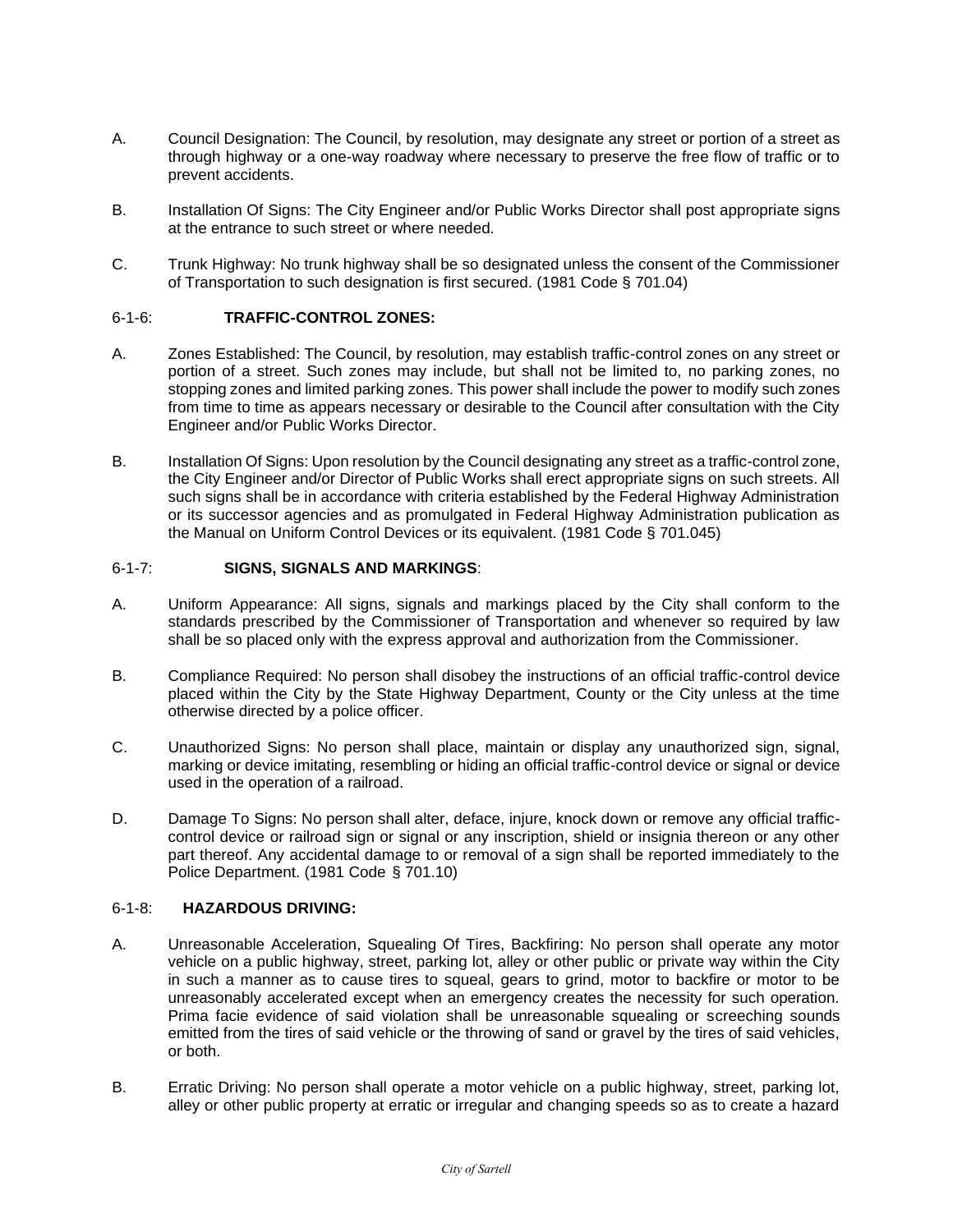A. Council Designation: The Council, by resolution, may designate any street or portion of a street as through highway or a one-way roadway where necessary to preserve the free flow of traffic or to prevent accidents.

B. Installation Of Signs: The City Engineer and/or Public Works Director shall post appropriate signs at the entrance to such street or where needed.

C. Trunk Highway: No trunk highway shall be so designated unless the consent of the Commissioner of Transportation to such designation is first secured. (1981 Code § 701.04)

### 6-1-6: TRAFFIC-CONTROL ZONES:

A. Zones Established: The Council, by resolution, may establish traffic-control zones on any street or portion of a street. Such zones may include, but shall not be limited to, no parking zones, no stopping zones and limited parking zones. This power shall include the power to modify such zones from time to time as appears necessary or desirable to the Council after consultation with the City Engineer and/or Public Works Director.

B. Installation Of Signs: Upon resolution by the Council designating any street as a traffic-control zone, the City Engineer and/or Director of Public Works shall erect appropriate signs on such streets. All such signs shall be in accordance with criteria established by the Federal Highway Administration or its successor agencies and as promulgated in Federal Highway Administration publication as the Manual on Uniform Control Devices or its equivalent. (1981 Code § 701.045)

### 6-1-7: SIGNS, SIGNALS AND MARKINGS:

A. Uniform Appearance: All signs, signals and markings placed by the City shall conform to the standards prescribed by the Commissioner of Transportation and whenever so required by law shall be so placed only with the express approval and authorization from the Commissioner.

B. Compliance Required: No person shall disobey the instructions of an official traffic-control device placed within the City by the State Highway Department, County or the City unless at the time otherwise directed by a police officer.

C. Unauthorized Signs: No person shall place, maintain or display any unauthorized sign, signal, marking or device imitating, resembling or hiding an official traffic-control device or signal or device used in the operation of a railroad.

D. Damage To Signs: No person shall alter, deface, injure, knock down or remove any official traffic-control device or railroad sign or signal or any inscription, shield or insignia thereon or any other part thereof. Any accidental damage to or removal of a sign shall be reported immediately to the Police Department. (1981 Code § 701.10)

### 6-1-8: HAZARDOUS DRIVING:

A. Unreasonable Acceleration, Squealing Of Tires, Backfiring: No person shall operate any motor vehicle on a public highway, street, parking lot, alley or other public or private way within the City in such a manner as to cause tires to squeal, gears to grind, motor to backfire or motor to be unreasonably accelerated except when an emergency creates the necessity for such operation. Prima facie evidence of said violation shall be unreasonable squealing or screeching sounds emitted from the tires of said vehicle or the throwing of sand or gravel by the tires of said vehicles, or both.

B. Erratic Driving: No person shall operate a motor vehicle on a public highway, street, parking lot, alley or other public property at erratic or irregular and changing speeds so as to create a hazard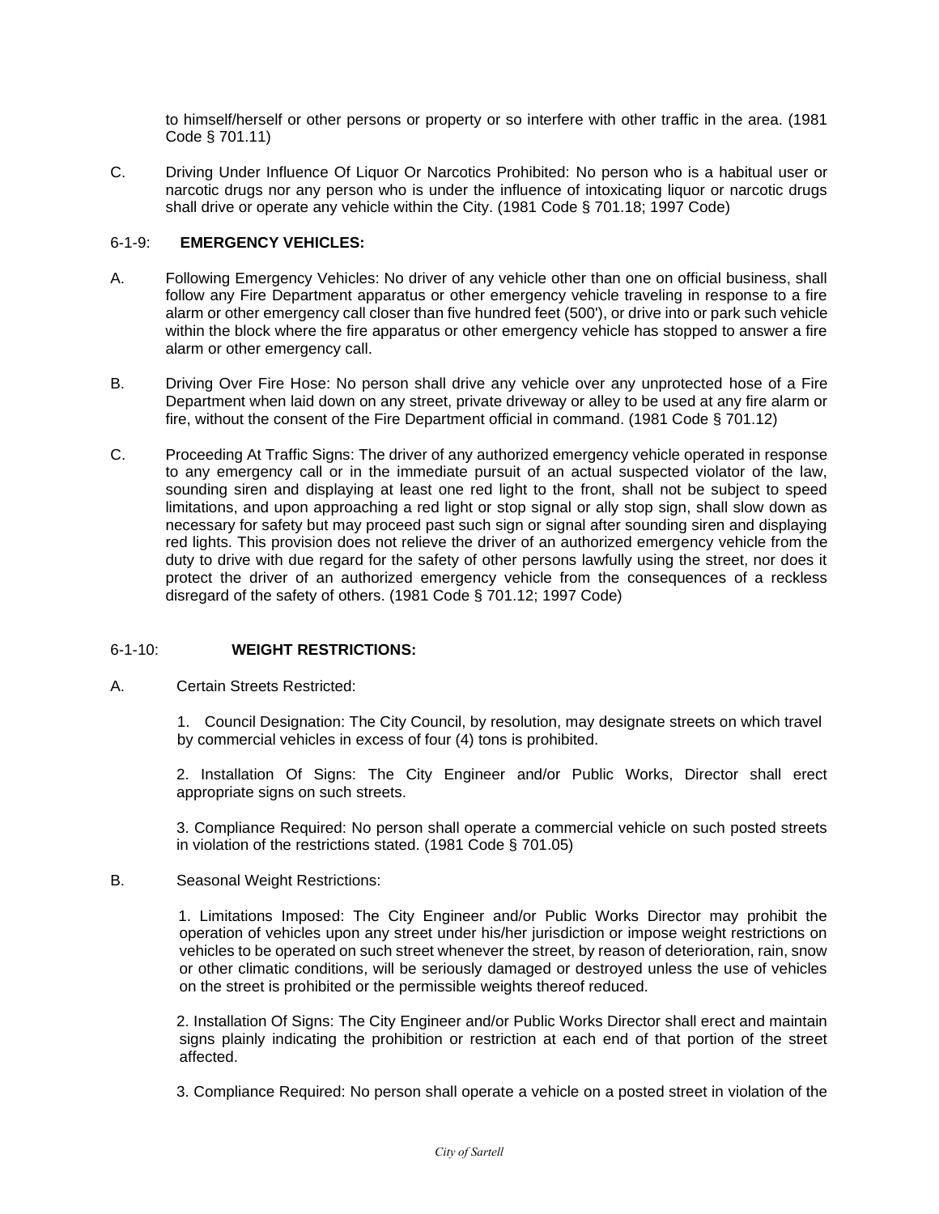to himself/herself or other persons or property or so interfere with other traffic in the area. (1981 Code § 701.11)

C. Driving Under Influence Of Liquor Or Narcotics Prohibited: No person who is a habitual user or narcotic drugs nor any person who is under the influence of intoxicating liquor or narcotic drugs shall drive or operate any vehicle within the City. (1981 Code § 701.18; 1997 Code)

## 6-1-9: **EMERGENCY VEHICLES:**

A. Following Emergency Vehicles: No driver of any vehicle other than one on official business, shall follow any Fire Department apparatus or other emergency vehicle traveling in response to a fire alarm or other emergency call closer than five hundred feet (500'), or drive into or park such vehicle within the block where the fire apparatus or other emergency vehicle has stopped to answer a fire alarm or other emergency call.

B. Driving Over Fire Hose: No person shall drive any vehicle over any unprotected hose of a Fire Department when laid down on any street, private driveway or alley to be used at any fire alarm or fire, without the consent of the Fire Department official in command. (1981 Code § 701.12)

C. Proceeding At Traffic Signs: The driver of any authorized emergency vehicle operated in response to any emergency call or in the immediate pursuit of an actual suspected violator of the law, sounding siren and displaying at least one red light to the front, shall not be subject to speed limitations, and upon approaching a red light or stop signal or ally stop sign, shall slow down as necessary for safety but may proceed past such sign or signal after sounding siren and displaying red lights. This provision does not relieve the driver of an authorized emergency vehicle from the duty to drive with due regard for the safety of other persons lawfully using the street, nor does it protect the driver of an authorized emergency vehicle from the consequences of a reckless disregard of the safety of others. (1981 Code § 701.12; 1997 Code)

## 6-1-10: **WEIGHT RESTRICTIONS:**

A. Certain Streets Restricted:

1. Council Designation: The City Council, by resolution, may designate streets on which travel by commercial vehicles in excess of four (4) tons is prohibited.

2. Installation Of Signs: The City Engineer and/or Public Works, Director shall erect appropriate signs on such streets.

3. Compliance Required: No person shall operate a commercial vehicle on such posted streets in violation of the restrictions stated. (1981 Code § 701.05)

B. Seasonal Weight Restrictions:

1. Limitations Imposed: The City Engineer and/or Public Works Director may prohibit the operation of vehicles upon any street under his/her jurisdiction or impose weight restrictions on vehicles to be operated on such street whenever the street, by reason of deterioration, rain, snow or other climatic conditions, will be seriously damaged or destroyed unless the use of vehicles on the street is prohibited or the permissible weights thereof reduced.

2. Installation Of Signs: The City Engineer and/or Public Works Director shall erect and maintain signs plainly indicating the prohibition or restriction at each end of that portion of the street affected.

3. Compliance Required: No person shall operate a vehicle on a posted street in violation of the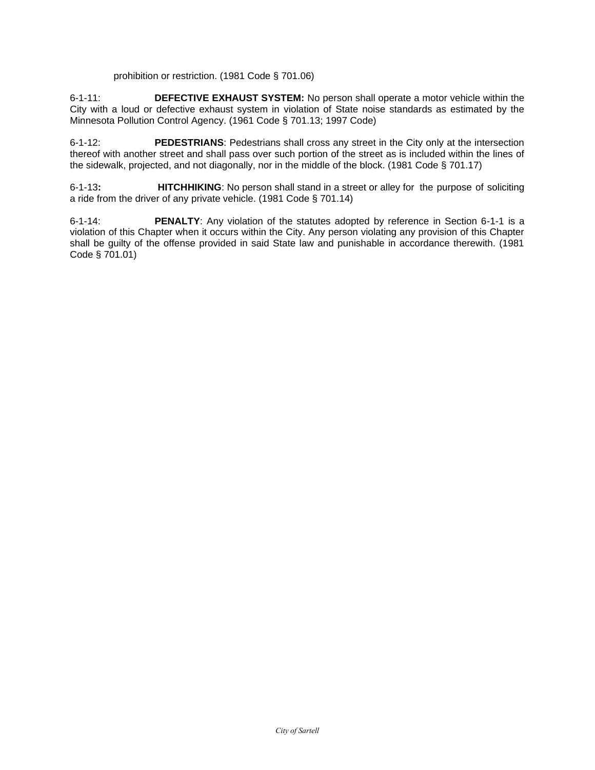prohibition or restriction. (1981 Code § 701.06)

6-1-11: **DEFECTIVE EXHAUST SYSTEM:** No person shall operate a motor vehicle within the City with a loud or defective exhaust system in violation of State noise standards as estimated by the Minnesota Pollution Control Agency. (1961 Code § 701.13; 1997 Code)

6-1-12: **PEDESTRIANS**: Pedestrians shall cross any street in the City only at the intersection thereof with another street and shall pass over such portion of the street as is included within the lines of the sidewalk, projected, and not diagonally, nor in the middle of the block. (1981 Code § 701.17)

6-1-13**:** **HITCHHIKING**: No person shall stand in a street or alley for the purpose of soliciting a ride from the driver of any private vehicle. (1981 Code § 701.14)

6-1-14: **PENALTY**: Any violation of the statutes adopted by reference in Section 6-1-1 is a violation of this Chapter when it occurs within the City. Any person violating any provision of this Chapter shall be guilty of the offense provided in said State law and punishable in accordance therewith. (1981 Code § 701.01)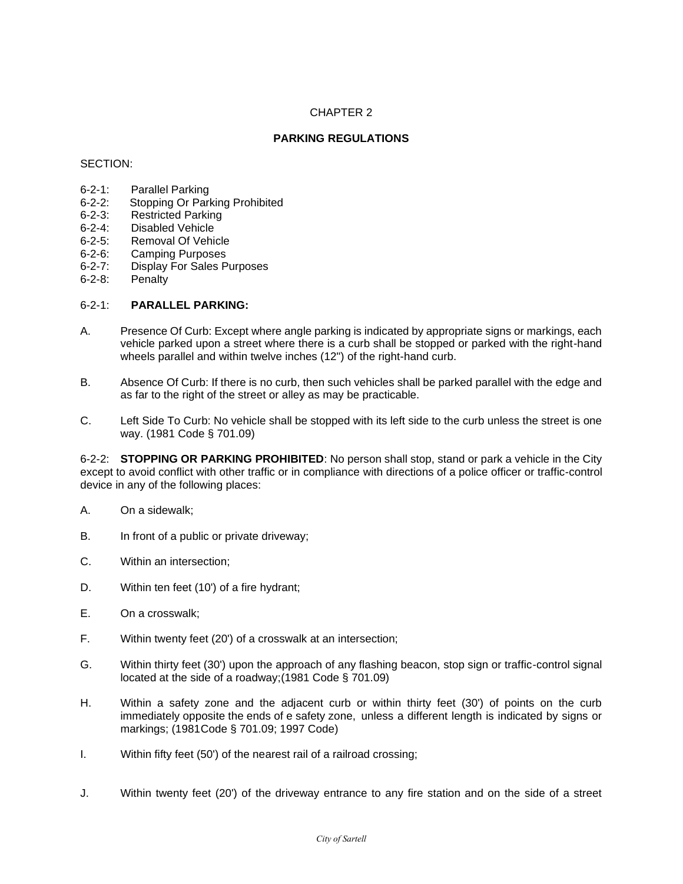# CHAPTER 2

## PARKING REGULATIONS

SECTION:

6-2-1: Parallel Parking
6-2-2: Stopping Or Parking Prohibited
6-2-3: Restricted Parking
6-2-4: Disabled Vehicle
6-2-5: Removal Of Vehicle
6-2-6: Camping Purposes
6-2-7: Display For Sales Purposes
6-2-8: Penalty

### 6-2-1: **PARALLEL PARKING:**

A. Presence Of Curb: Except where angle parking is indicated by appropriate signs or markings, each vehicle parked upon a street where there is a curb shall be stopped or parked with the right-hand wheels parallel and within twelve inches (12") of the right-hand curb.

B. Absence Of Curb: If there is no curb, then such vehicles shall be parked parallel with the edge and as far to the right of the street or alley as may be practicable.

C. Left Side To Curb: No vehicle shall be stopped with its left side to the curb unless the street is one way. (1981 Code § 701.09)

6-2-2: **STOPPING OR PARKING PROHIBITED**: No person shall stop, stand or park a vehicle in the City except to avoid conflict with other traffic or in compliance with directions of a police officer or traffic-control device in any of the following places:

A. On a sidewalk;

B. In front of a public or private driveway;

C. Within an intersection;

D. Within ten feet (10') of a fire hydrant;

E. On a crosswalk;

F. Within twenty feet (20') of a crosswalk at an intersection;

G. Within thirty feet (30') upon the approach of any flashing beacon, stop sign or traffic-control signal located at the side of a roadway;(1981 Code § 701.09)

H. Within a safety zone and the adjacent curb or within thirty feet (30') of points on the curb immediately opposite the ends of e safety zone, unless a different length is indicated by signs or markings; (1981Code § 701.09; 1997 Code)

I. Within fifty feet (50') of the nearest rail of a railroad crossing;

J. Within twenty feet (20') of the driveway entrance to any fire station and on the side of a street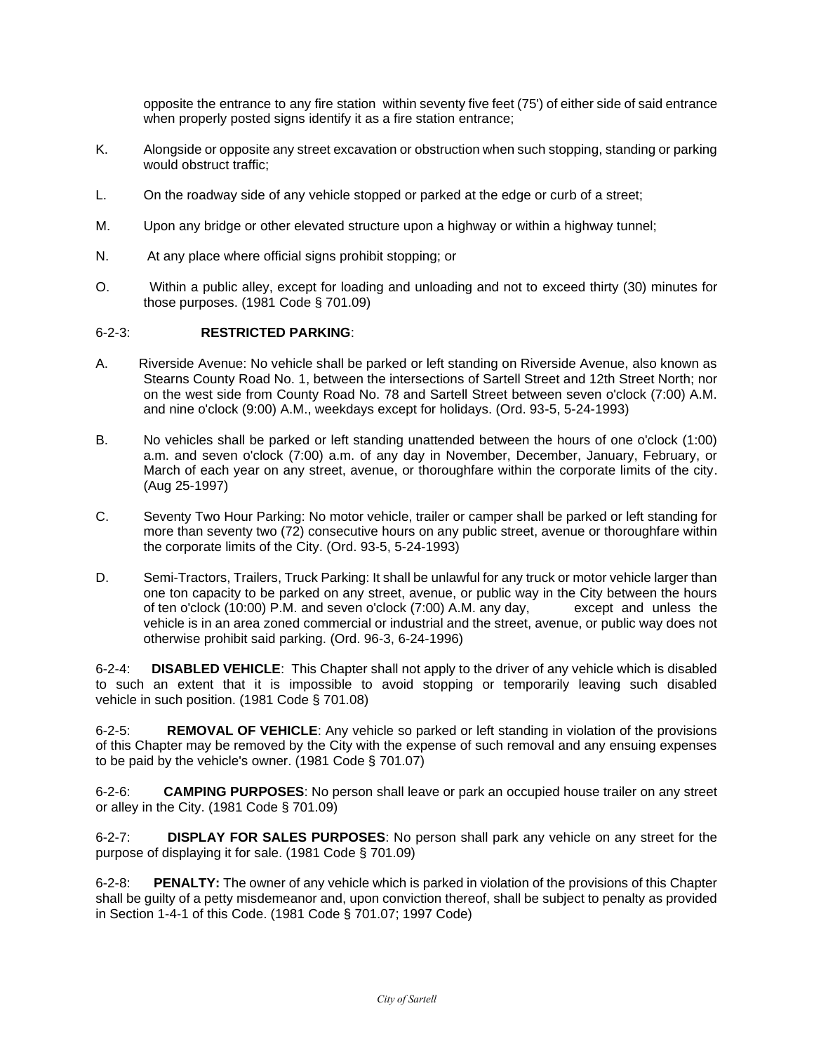opposite the entrance to any fire station within seventy five feet (75') of either side of said entrance when properly posted signs identify it as a fire station entrance;

K. Alongside or opposite any street excavation or obstruction when such stopping, standing or parking would obstruct traffic;

L. On the roadway side of any vehicle stopped or parked at the edge or curb of a street;

M. Upon any bridge or other elevated structure upon a highway or within a highway tunnel;

N. At any place where official signs prohibit stopping; or

O. Within a public alley, except for loading and unloading and not to exceed thirty (30) minutes for those purposes. (1981 Code § 701.09)

6-2-3: **RESTRICTED PARKING**:

A. Riverside Avenue: No vehicle shall be parked or left standing on Riverside Avenue, also known as Stearns County Road No. 1, between the intersections of Sartell Street and 12th Street North; nor on the west side from County Road No. 78 and Sartell Street between seven o'clock (7:00) A.M. and nine o'clock (9:00) A.M., weekdays except for holidays. (Ord. 93-5, 5-24-1993)

B. No vehicles shall be parked or left standing unattended between the hours of one o'clock (1:00) a.m. and seven o'clock (7:00) a.m. of any day in November, December, January, February, or March of each year on any street, avenue, or thoroughfare within the corporate limits of the city. (Aug 25-1997)

C. Seventy Two Hour Parking: No motor vehicle, trailer or camper shall be parked or left standing for more than seventy two (72) consecutive hours on any public street, avenue or thoroughfare within the corporate limits of the City. (Ord. 93-5, 5-24-1993)

D. Semi-Tractors, Trailers, Truck Parking: It shall be unlawful for any truck or motor vehicle larger than one ton capacity to be parked on any street, avenue, or public way in the City between the hours of ten o'clock (10:00) P.M. and seven o'clock (7:00) A.M. any day, except and unless the vehicle is in an area zoned commercial or industrial and the street, avenue, or public way does not otherwise prohibit said parking. (Ord. 96-3, 6-24-1996)

6-2-4: **DISABLED VEHICLE**: This Chapter shall not apply to the driver of any vehicle which is disabled to such an extent that it is impossible to avoid stopping or temporarily leaving such disabled vehicle in such position. (1981 Code § 701.08)

6-2-5: **REMOVAL OF VEHICLE**: Any vehicle so parked or left standing in violation of the provisions of this Chapter may be removed by the City with the expense of such removal and any ensuing expenses to be paid by the vehicle's owner. (1981 Code § 701.07)

6-2-6: **CAMPING PURPOSES**: No person shall leave or park an occupied house trailer on any street or alley in the City. (1981 Code § 701.09)

6-2-7: **DISPLAY FOR SALES PURPOSES**: No person shall park any vehicle on any street for the purpose of displaying it for sale. (1981 Code § 701.09)

6-2-8: **PENALTY:** The owner of any vehicle which is parked in violation of the provisions of this Chapter shall be guilty of a petty misdemeanor and, upon conviction thereof, shall be subject to penalty as provided in Section 1-4-1 of this Code. (1981 Code § 701.07; 1997 Code)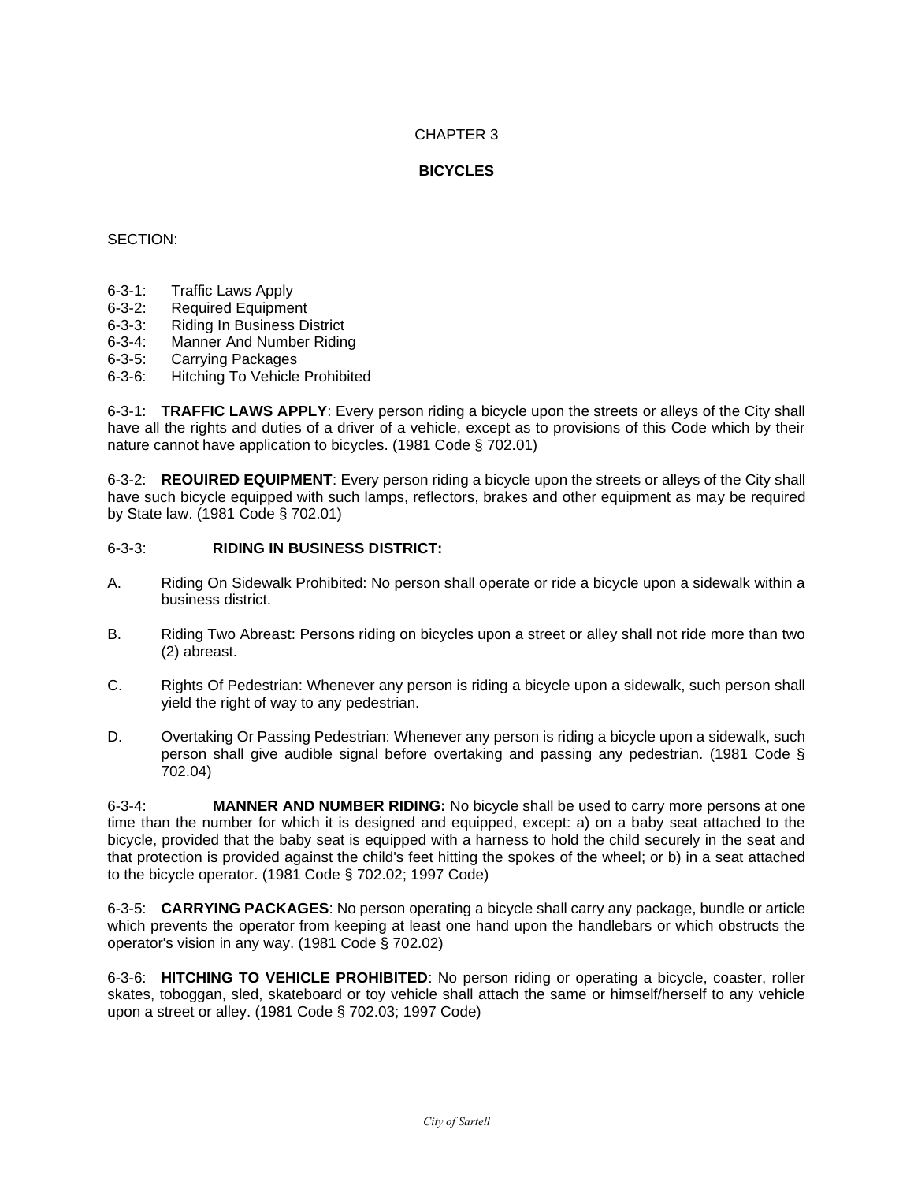# CHAPTER 3

## BICYCLES

SECTION:

6-3-1: Traffic Laws Apply
6-3-2: Required Equipment
6-3-3: Riding In Business District
6-3-4: Manner And Number Riding
6-3-5: Carrying Packages
6-3-6: Hitching To Vehicle Prohibited

6-3-1: **TRAFFIC LAWS APPLY**: Every person riding a bicycle upon the streets or alleys of the City shall have all the rights and duties of a driver of a vehicle, except as to provisions of this Code which by their nature cannot have application to bicycles. (1981 Code § 702.01)

6-3-2: **REOUIRED EQUIPMENT**: Every person riding a bicycle upon the streets or alleys of the City shall have such bicycle equipped with such lamps, reflectors, brakes and other equipment as may be required by State law. (1981 Code § 702.01)

6-3-3: **RIDING IN BUSINESS DISTRICT:**

A. Riding On Sidewalk Prohibited: No person shall operate or ride a bicycle upon a sidewalk within a business district.

B. Riding Two Abreast: Persons riding on bicycles upon a street or alley shall not ride more than two (2) abreast.

C. Rights Of Pedestrian: Whenever any person is riding a bicycle upon a sidewalk, such person shall yield the right of way to any pedestrian.

D. Overtaking Or Passing Pedestrian: Whenever any person is riding a bicycle upon a sidewalk, such person shall give audible signal before overtaking and passing any pedestrian. (1981 Code § 702.04)

6-3-4: **MANNER AND NUMBER RIDING:** No bicycle shall be used to carry more persons at one time than the number for which it is designed and equipped, except: a) on a baby seat attached to the bicycle, provided that the baby seat is equipped with a harness to hold the child securely in the seat and that protection is provided against the child's feet hitting the spokes of the wheel; or b) in a seat attached to the bicycle operator. (1981 Code § 702.02; 1997 Code)

6-3-5: **CARRYING PACKAGES**: No person operating a bicycle shall carry any package, bundle or article which prevents the operator from keeping at least one hand upon the handlebars or which obstructs the operator's vision in any way. (1981 Code § 702.02)

6-3-6: **HITCHING TO VEHICLE PROHIBITED**: No person riding or operating a bicycle, coaster, roller skates, toboggan, sled, skateboard or toy vehicle shall attach the same or himself/herself to any vehicle upon a street or alley. (1981 Code § 702.03; 1997 Code)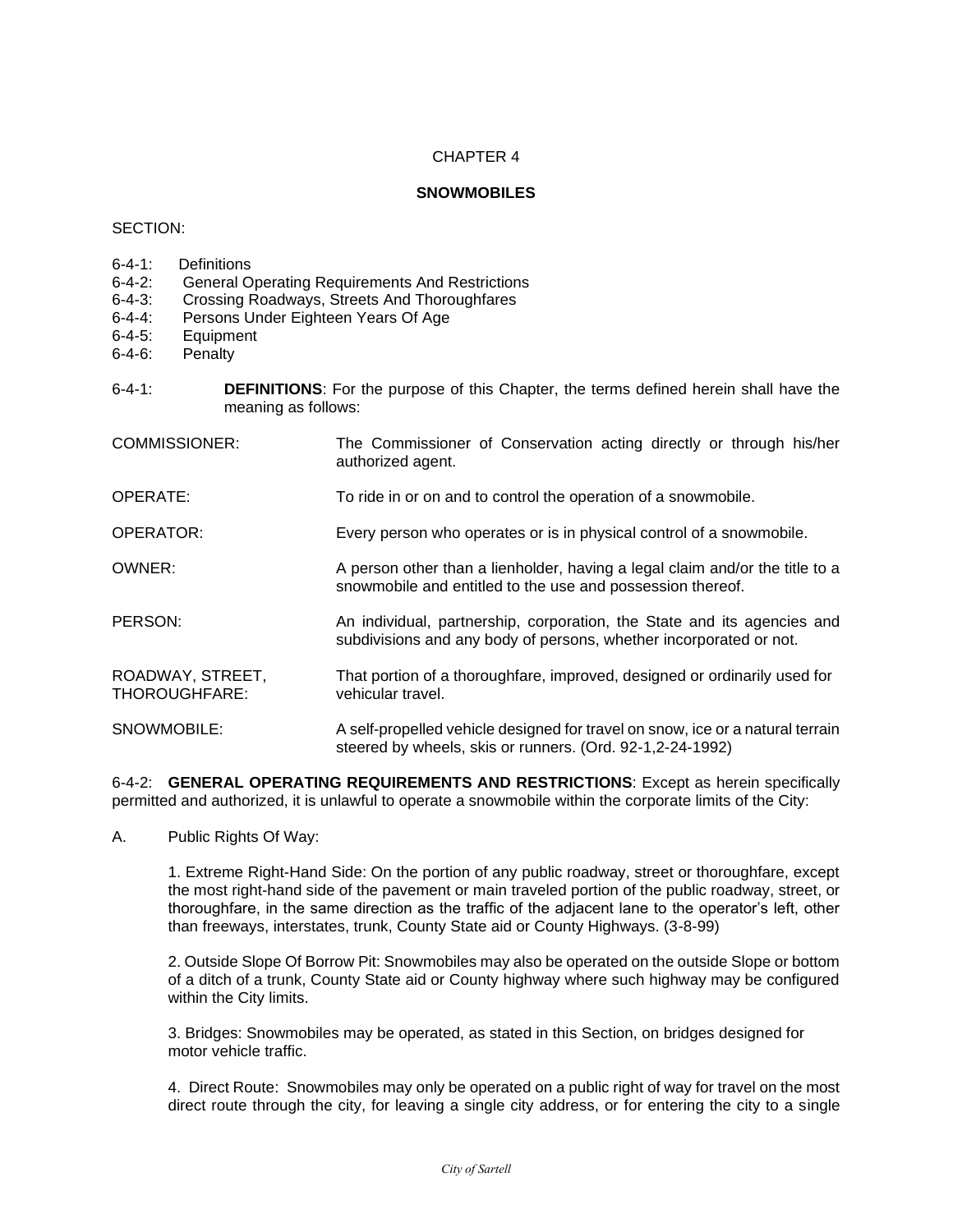# CHAPTER 4

## SNOWMOBILES

SECTION:

6-4-1: Definitions
6-4-2: General Operating Requirements And Restrictions
6-4-3: Crossing Roadways, Streets And Thoroughfares
6-4-4: Persons Under Eighteen Years Of Age
6-4-5: Equipment
6-4-6: Penalty

6-4-1: **DEFINITIONS**: For the purpose of this Chapter, the terms defined herein shall have the meaning as follows:

| | |
|---|---|
| COMMISSIONER: | The Commissioner of Conservation acting directly or through his/her authorized agent. |
| OPERATE: | To ride in or on and to control the operation of a snowmobile. |
| OPERATOR: | Every person who operates or is in physical control of a snowmobile. |
| OWNER: | A person other than a lienholder, having a legal claim and/or the title to a snowmobile and entitled to the use and possession thereof. |
| PERSON: | An individual, partnership, corporation, the State and its agencies and subdivisions and any body of persons, whether incorporated or not. |
| ROADWAY, STREET, THOROUGHFARE: | That portion of a thoroughfare, improved, designed or ordinarily used for vehicular travel. |
| SNOWMOBILE: | A self-propelled vehicle designed for travel on snow, ice or a natural terrain steered by wheels, skis or runners. (Ord. 92-1,2-24-1992) |

6-4-2: **GENERAL OPERATING REQUIREMENTS AND RESTRICTIONS**: Except as herein specifically permitted and authorized, it is unlawful to operate a snowmobile within the corporate limits of the City:

A. Public Rights Of Way:

1. Extreme Right-Hand Side: On the portion of any public roadway, street or thoroughfare, except the most right-hand side of the pavement or main traveled portion of the public roadway, street, or thoroughfare, in the same direction as the traffic of the adjacent lane to the operator's left, other than freeways, interstates, trunk, County State aid or County Highways. (3-8-99)

2. Outside Slope Of Borrow Pit: Snowmobiles may also be operated on the outside Slope or bottom of a ditch of a trunk, County State aid or County highway where such highway may be configured within the City limits.

3. Bridges: Snowmobiles may be operated, as stated in this Section, on bridges designed for motor vehicle traffic.

4. Direct Route: Snowmobiles may only be operated on a public right of way for travel on the most direct route through the city, for leaving a single city address, or for entering the city to a single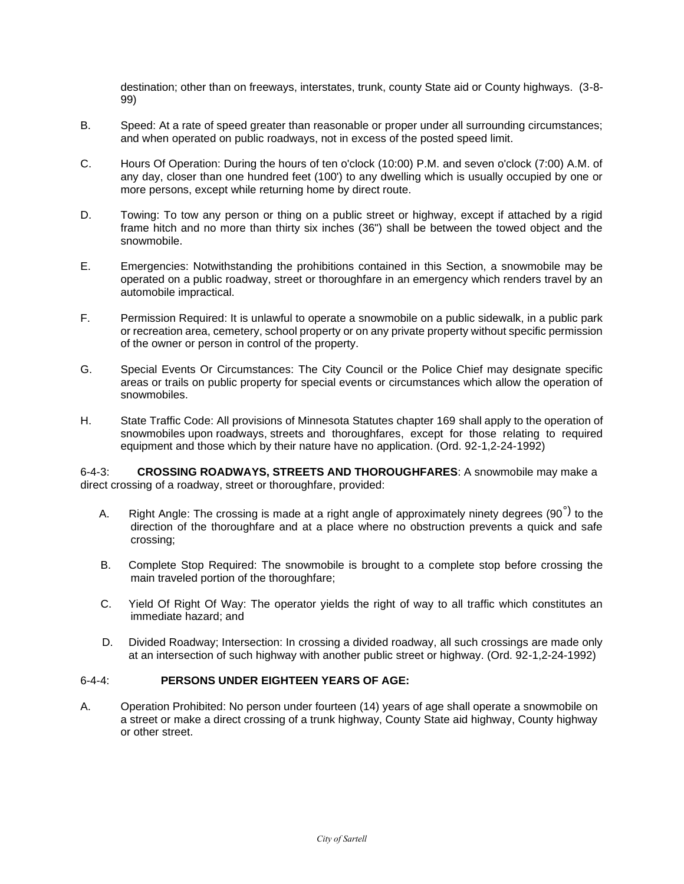destination; other than on freeways, interstates, trunk, county State aid or County highways. (3-8-99)

B. Speed: At a rate of speed greater than reasonable or proper under all surrounding circumstances; and when operated on public roadways, not in excess of the posted speed limit.

C. Hours Of Operation: During the hours of ten o'clock (10:00) P.M. and seven o'clock (7:00) A.M. of any day, closer than one hundred feet (100') to any dwelling which is usually occupied by one or more persons, except while returning home by direct route.

D. Towing: To tow any person or thing on a public street or highway, except if attached by a rigid frame hitch and no more than thirty six inches (36") shall be between the towed object and the snowmobile.

E. Emergencies: Notwithstanding the prohibitions contained in this Section, a snowmobile may be operated on a public roadway, street or thoroughfare in an emergency which renders travel by an automobile impractical.

F. Permission Required: It is unlawful to operate a snowmobile on a public sidewalk, in a public park or recreation area, cemetery, school property or on any private property without specific permission of the owner or person in control of the property.

G. Special Events Or Circumstances: The City Council or the Police Chief may designate specific areas or trails on public property for special events or circumstances which allow the operation of snowmobiles.

H. State Traffic Code: All provisions of Minnesota Statutes chapter 169 shall apply to the operation of snowmobiles upon roadways, streets and thoroughfares, except for those relating to required equipment and those which by their nature have no application. (Ord. 92-1,2-24-1992)

6-4-3: **CROSSING ROADWAYS, STREETS AND THOROUGHFARES**: A snowmobile may make a direct crossing of a roadway, street or thoroughfare, provided:

A. Right Angle: The crossing is made at a right angle of approximately ninety degrees (90°) to the direction of the thoroughfare and at a place where no obstruction prevents a quick and safe crossing;

B. Complete Stop Required: The snowmobile is brought to a complete stop before crossing the main traveled portion of the thoroughfare;

C. Yield Of Right Of Way: The operator yields the right of way to all traffic which constitutes an immediate hazard; and

D. Divided Roadway; Intersection: In crossing a divided roadway, all such crossings are made only at an intersection of such highway with another public street or highway. (Ord. 92-1,2-24-1992)

6-4-4: **PERSONS UNDER EIGHTEEN YEARS OF AGE:**

A. Operation Prohibited: No person under fourteen (14) years of age shall operate a snowmobile on a street or make a direct crossing of a trunk highway, County State aid highway, County highway or other street.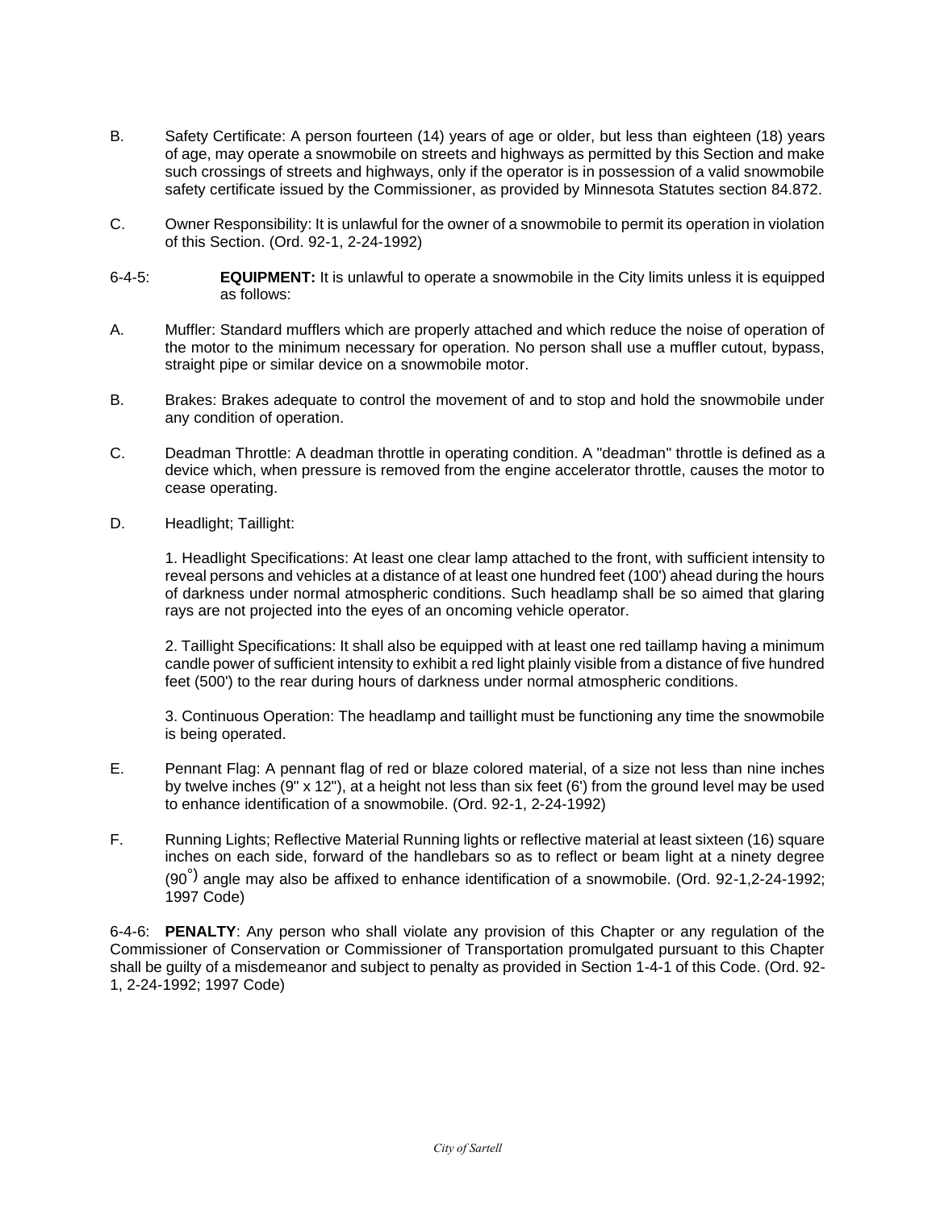B. Safety Certificate: A person fourteen (14) years of age or older, but less than eighteen (18) years of age, may operate a snowmobile on streets and highways as permitted by this Section and make such crossings of streets and highways, only if the operator is in possession of a valid snowmobile safety certificate issued by the Commissioner, as provided by Minnesota Statutes section 84.872.

C. Owner Responsibility: It is unlawful for the owner of a snowmobile to permit its operation in violation of this Section. (Ord. 92-1, 2-24-1992)

6-4-5: **EQUIPMENT:** It is unlawful to operate a snowmobile in the City limits unless it is equipped as follows:

A. Muffler: Standard mufflers which are properly attached and which reduce the noise of operation of the motor to the minimum necessary for operation. No person shall use a muffler cutout, bypass, straight pipe or similar device on a snowmobile motor.

B. Brakes: Brakes adequate to control the movement of and to stop and hold the snowmobile under any condition of operation.

C. Deadman Throttle: A deadman throttle in operating condition. A "deadman" throttle is defined as a device which, when pressure is removed from the engine accelerator throttle, causes the motor to cease operating.

D. Headlight; Taillight:

1. Headlight Specifications: At least one clear lamp attached to the front, with sufficient intensity to reveal persons and vehicles at a distance of at least one hundred feet (100') ahead during the hours of darkness under normal atmospheric conditions. Such headlamp shall be so aimed that glaring rays are not projected into the eyes of an oncoming vehicle operator.

2. Taillight Specifications: It shall also be equipped with at least one red taillamp having a minimum candle power of sufficient intensity to exhibit a red light plainly visible from a distance of five hundred feet (500') to the rear during hours of darkness under normal atmospheric conditions.

3. Continuous Operation: The headlamp and taillight must be functioning any time the snowmobile is being operated.

E. Pennant Flag: A pennant flag of red or blaze colored material, of a size not less than nine inches by twelve inches (9" x 12"), at a height not less than six feet (6') from the ground level may be used to enhance identification of a snowmobile. (Ord. 92-1, 2-24-1992)

F. Running Lights; Reflective Material Running lights or reflective material at least sixteen (16) square inches on each side, forward of the handlebars so as to reflect or beam light at a ninety degree (90°) angle may also be affixed to enhance identification of a snowmobile. (Ord. 92-1,2-24-1992; 1997 Code)

6-4-6: **PENALTY**: Any person who shall violate any provision of this Chapter or any regulation of the Commissioner of Conservation or Commissioner of Transportation promulgated pursuant to this Chapter shall be guilty of a misdemeanor and subject to penalty as provided in Section 1-4-1 of this Code. (Ord. 92-1, 2-24-1992; 1997 Code)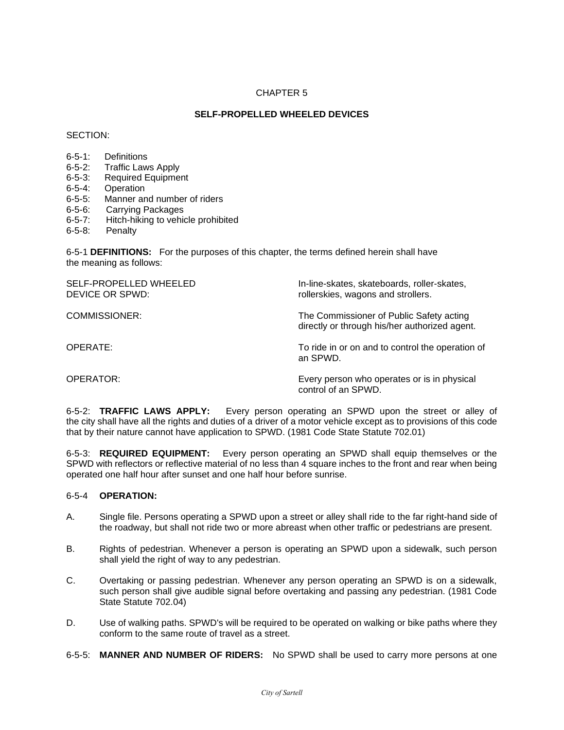CHAPTER 5

**SELF-PROPELLED WHEELED DEVICES**

SECTION:

6-5-1: Definitions
6-5-2: Traffic Laws Apply
6-5-3: Required Equipment
6-5-4: Operation
6-5-5: Manner and number of riders
6-5-6: Carrying Packages
6-5-7: Hitch-hiking to vehicle prohibited
6-5-8: Penalty

6-5-1 **DEFINITIONS:** For the purposes of this chapter, the terms defined herein shall have the meaning as follows:

| | |
|---|---|
| SELF-PROPELLED WHEELED DEVICE OR SPWD: | In-line-skates, skateboards, roller-skates, rollerskies, wagons and strollers. |
| COMMISSIONER: | The Commissioner of Public Safety acting directly or through his/her authorized agent. |
| OPERATE: | To ride in or on and to control the operation of an SPWD. |
| OPERATOR: | Every person who operates or is in physical control of an SPWD. |

6-5-2: **TRAFFIC LAWS APPLY:** Every person operating an SPWD upon the street or alley of the city shall have all the rights and duties of a driver of a motor vehicle except as to provisions of this code that by their nature cannot have application to SPWD. (1981 Code State Statute 702.01)

6-5-3: **REQUIRED EQUIPMENT:** Every person operating an SPWD shall equip themselves or the SPWD with reflectors or reflective material of no less than 4 square inches to the front and rear when being operated one half hour after sunset and one half hour before sunrise.

6-5-4 **OPERATION:**

A. Single file. Persons operating a SPWD upon a street or alley shall ride to the far right-hand side of the roadway, but shall not ride two or more abreast when other traffic or pedestrians are present.

B. Rights of pedestrian. Whenever a person is operating an SPWD upon a sidewalk, such person shall yield the right of way to any pedestrian.

C. Overtaking or passing pedestrian. Whenever any person operating an SPWD is on a sidewalk, such person shall give audible signal before overtaking and passing any pedestrian. (1981 Code State Statute 702.04)

D. Use of walking paths. SPWD's will be required to be operated on walking or bike paths where they conform to the same route of travel as a street.

6-5-5: **MANNER AND NUMBER OF RIDERS:** No SPWD shall be used to carry more persons at one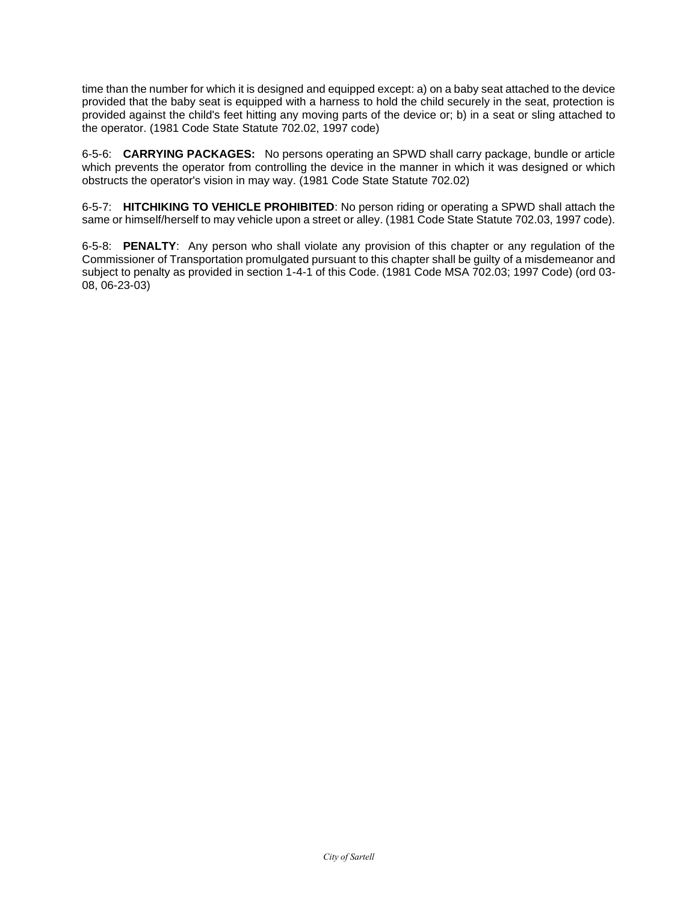time than the number for which it is designed and equipped except: a) on a baby seat attached to the device provided that the baby seat is equipped with a harness to hold the child securely in the seat, protection is provided against the child's feet hitting any moving parts of the device or; b) in a seat or sling attached to the operator. (1981 Code State Statute 702.02, 1997 code)

6-5-6: **CARRYING PACKAGES:** No persons operating an SPWD shall carry package, bundle or article which prevents the operator from controlling the device in the manner in which it was designed or which obstructs the operator's vision in may way. (1981 Code State Statute 702.02)

6-5-7: **HITCHIKING TO VEHICLE PROHIBITED**: No person riding or operating a SPWD shall attach the same or himself/herself to may vehicle upon a street or alley. (1981 Code State Statute 702.03, 1997 code).

6-5-8: **PENALTY**: Any person who shall violate any provision of this chapter or any regulation of the Commissioner of Transportation promulgated pursuant to this chapter shall be guilty of a misdemeanor and subject to penalty as provided in section 1-4-1 of this Code. (1981 Code MSA 702.03; 1997 Code) (ord 03-08, 06-23-03)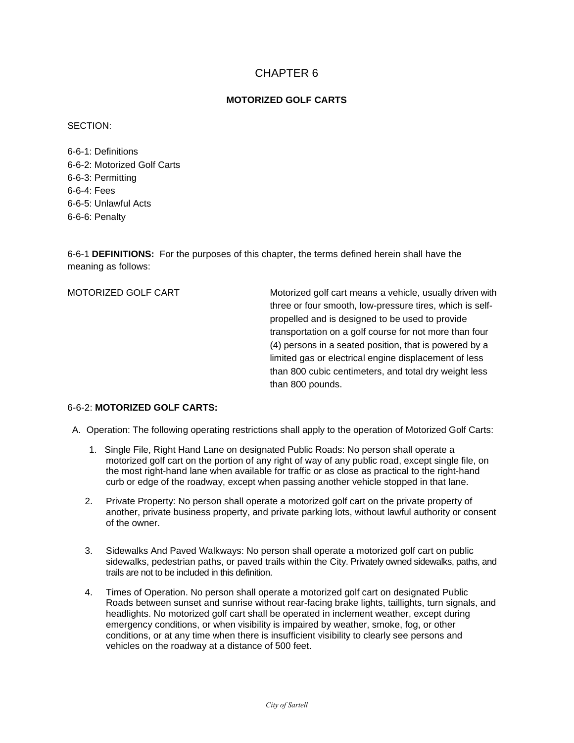# CHAPTER 6

## MOTORIZED GOLF CARTS

SECTION:

6-6-1: Definitions
6-6-2: Motorized Golf Carts
6-6-3: Permitting
6-6-4: Fees
6-6-5: Unlawful Acts
6-6-6: Penalty

6-6-1 **DEFINITIONS:** For the purposes of this chapter, the terms defined herein shall have the meaning as follows:

| | |
|---|---|
| MOTORIZED GOLF CART | Motorized golf cart means a vehicle, usually driven with three or four smooth, low-pressure tires, which is self-propelled and is designed to be used to provide transportation on a golf course for not more than four (4) persons in a seated position, that is powered by a limited gas or electrical engine displacement of less than 800 cubic centimeters, and total dry weight less than 800 pounds. |

6-6-2: **MOTORIZED GOLF CARTS:**

A. Operation: The following operating restrictions shall apply to the operation of Motorized Golf Carts:

1. Single File, Right Hand Lane on designated Public Roads: No person shall operate a motorized golf cart on the portion of any right of way of any public road, except single file, on the most right-hand lane when available for traffic or as close as practical to the right-hand curb or edge of the roadway, except when passing another vehicle stopped in that lane.

2. Private Property: No person shall operate a motorized golf cart on the private property of another, private business property, and private parking lots, without lawful authority or consent of the owner.

3. Sidewalks And Paved Walkways: No person shall operate a motorized golf cart on public sidewalks, pedestrian paths, or paved trails within the City. Privately owned sidewalks, paths, and trails are not to be included in this definition.

4. Times of Operation. No person shall operate a motorized golf cart on designated Public Roads between sunset and sunrise without rear-facing brake lights, taillights, turn signals, and headlights. No motorized golf cart shall be operated in inclement weather, except during emergency conditions, or when visibility is impaired by weather, smoke, fog, or other conditions, or at any time when there is insufficient visibility to clearly see persons and vehicles on the roadway at a distance of 500 feet.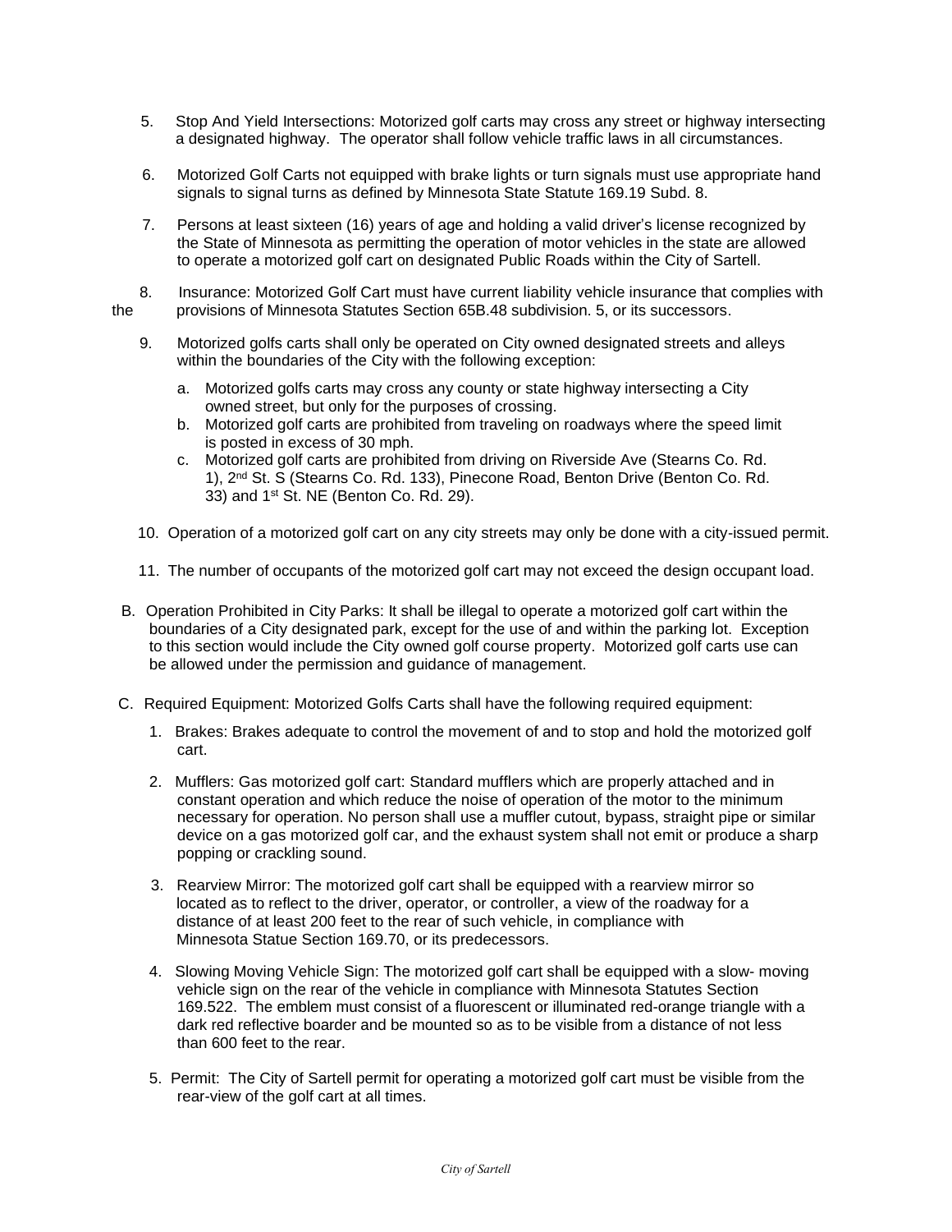5. Stop And Yield Intersections: Motorized golf carts may cross any street or highway intersecting a designated highway. The operator shall follow vehicle traffic laws in all circumstances.

6. Motorized Golf Carts not equipped with brake lights or turn signals must use appropriate hand signals to signal turns as defined by Minnesota State Statute 169.19 Subd. 8.

7. Persons at least sixteen (16) years of age and holding a valid driver's license recognized by the State of Minnesota as permitting the operation of motor vehicles in the state are allowed to operate a motorized golf cart on designated Public Roads within the City of Sartell.

8. Insurance: Motorized Golf Cart must have current liability vehicle insurance that complies with the provisions of Minnesota Statutes Section 65B.48 subdivision. 5, or its successors.

9. Motorized golfs carts shall only be operated on City owned designated streets and alleys within the boundaries of the City with the following exception:

   a. Motorized golfs carts may cross any county or state highway intersecting a City owned street, but only for the purposes of crossing.
   b. Motorized golf carts are prohibited from traveling on roadways where the speed limit is posted in excess of 30 mph.
   c. Motorized golf carts are prohibited from driving on Riverside Ave (Stearns Co. Rd. 1), 2nd St. S (Stearns Co. Rd. 133), Pinecone Road, Benton Drive (Benton Co. Rd. 33) and 1st St. NE (Benton Co. Rd. 29).

10. Operation of a motorized golf cart on any city streets may only be done with a city-issued permit.

11. The number of occupants of the motorized golf cart may not exceed the design occupant load.

B. Operation Prohibited in City Parks: It shall be illegal to operate a motorized golf cart within the boundaries of a City designated park, except for the use of and within the parking lot. Exception to this section would include the City owned golf course property. Motorized golf carts use can be allowed under the permission and guidance of management.

C. Required Equipment: Motorized Golfs Carts shall have the following required equipment:

1. Brakes: Brakes adequate to control the movement of and to stop and hold the motorized golf cart.

2. Mufflers: Gas motorized golf cart: Standard mufflers which are properly attached and in constant operation and which reduce the noise of operation of the motor to the minimum necessary for operation. No person shall use a muffler cutout, bypass, straight pipe or similar device on a gas motorized golf car, and the exhaust system shall not emit or produce a sharp popping or crackling sound.

3. Rearview Mirror: The motorized golf cart shall be equipped with a rearview mirror so located as to reflect to the driver, operator, or controller, a view of the roadway for a distance of at least 200 feet to the rear of such vehicle, in compliance with Minnesota Statue Section 169.70, or its predecessors.

4. Slowing Moving Vehicle Sign: The motorized golf cart shall be equipped with a slow- moving vehicle sign on the rear of the vehicle in compliance with Minnesota Statutes Section 169.522. The emblem must consist of a fluorescent or illuminated red-orange triangle with a dark red reflective boarder and be mounted so as to be visible from a distance of not less than 600 feet to the rear.

5. Permit: The City of Sartell permit for operating a motorized golf cart must be visible from the rear-view of the golf cart at all times.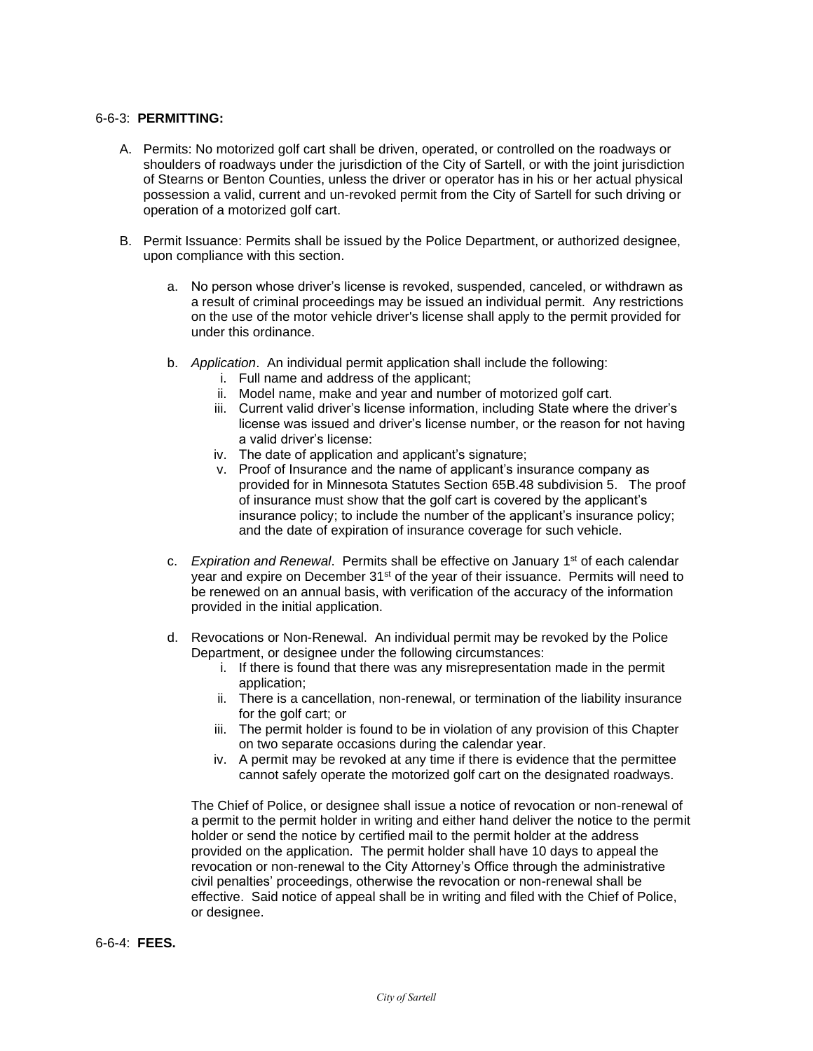6-6-3: **PERMITTING:**

A. Permits: No motorized golf cart shall be driven, operated, or controlled on the roadways or shoulders of roadways under the jurisdiction of the City of Sartell, or with the joint jurisdiction of Stearns or Benton Counties, unless the driver or operator has in his or her actual physical possession a valid, current and un-revoked permit from the City of Sartell for such driving or operation of a motorized golf cart.

B. Permit Issuance: Permits shall be issued by the Police Department, or authorized designee, upon compliance with this section.

   a. No person whose driver's license is revoked, suspended, canceled, or withdrawn as a result of criminal proceedings may be issued an individual permit. Any restrictions on the use of the motor vehicle driver's license shall apply to the permit provided for under this ordinance.

   b. *Application*. An individual permit application shall include the following:
      i. Full name and address of the applicant;
      ii. Model name, make and year and number of motorized golf cart.
      iii. Current valid driver's license information, including State where the driver's license was issued and driver's license number, or the reason for not having a valid driver's license:
      iv. The date of application and applicant's signature;
      v. Proof of Insurance and the name of applicant's insurance company as provided for in Minnesota Statutes Section 65B.48 subdivision 5. The proof of insurance must show that the golf cart is covered by the applicant's insurance policy; to include the number of the applicant's insurance policy; and the date of expiration of insurance coverage for such vehicle.

   c. *Expiration and Renewal*. Permits shall be effective on January 1st of each calendar year and expire on December 31st of the year of their issuance. Permits will need to be renewed on an annual basis, with verification of the accuracy of the information provided in the initial application.

   d. Revocations or Non-Renewal. An individual permit may be revoked by the Police Department, or designee under the following circumstances:
      i. If there is found that there was any misrepresentation made in the permit application;
      ii. There is a cancellation, non-renewal, or termination of the liability insurance for the golf cart; or
      iii. The permit holder is found to be in violation of any provision of this Chapter on two separate occasions during the calendar year.
      iv. A permit may be revoked at any time if there is evidence that the permittee cannot safely operate the motorized golf cart on the designated roadways.

   The Chief of Police, or designee shall issue a notice of revocation or non-renewal of a permit to the permit holder in writing and either hand deliver the notice to the permit holder or send the notice by certified mail to the permit holder at the address provided on the application. The permit holder shall have 10 days to appeal the revocation or non-renewal to the City Attorney's Office through the administrative civil penalties' proceedings, otherwise the revocation or non-renewal shall be effective. Said notice of appeal shall be in writing and filed with the Chief of Police, or designee.

6-6-4: **FEES.**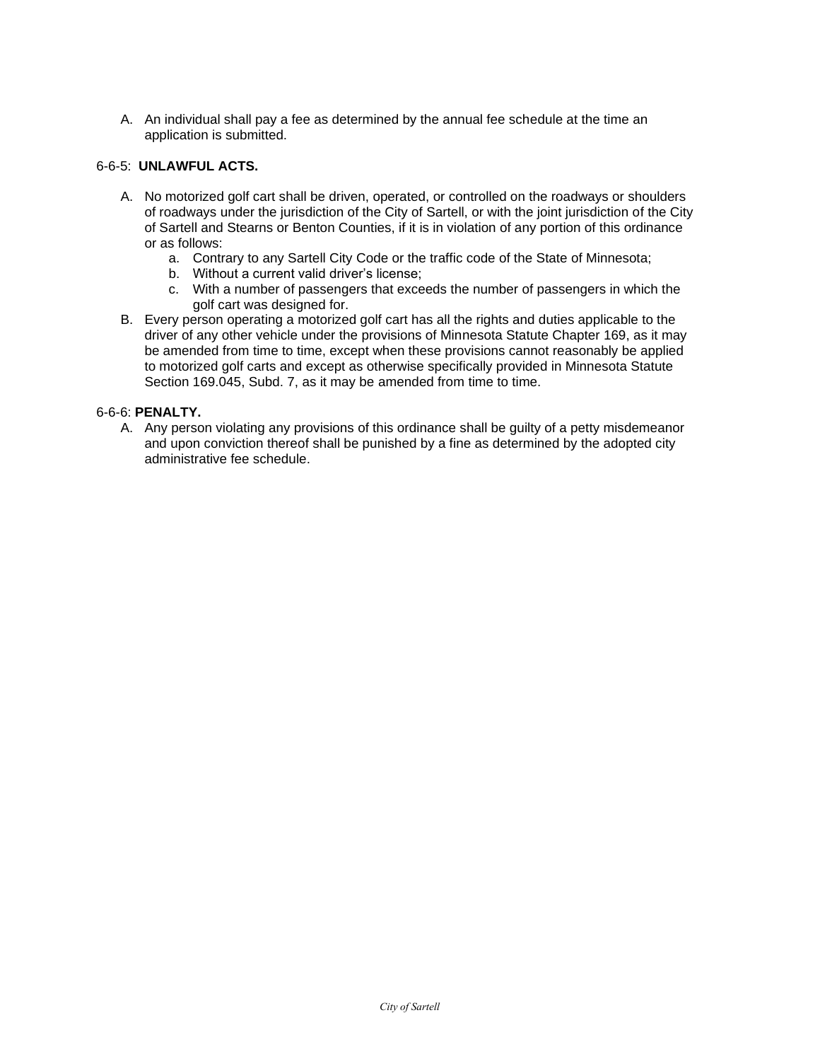A. An individual shall pay a fee as determined by the annual fee schedule at the time an application is submitted.

6-6-5: **UNLAWFUL ACTS.**

A. No motorized golf cart shall be driven, operated, or controlled on the roadways or shoulders of roadways under the jurisdiction of the City of Sartell, or with the joint jurisdiction of the City of Sartell and Stearns or Benton Counties, if it is in violation of any portion of this ordinance or as follows:
   a. Contrary to any Sartell City Code or the traffic code of the State of Minnesota;
   b. Without a current valid driver's license;
   c. With a number of passengers that exceeds the number of passengers in which the golf cart was designed for.

B. Every person operating a motorized golf cart has all the rights and duties applicable to the driver of any other vehicle under the provisions of Minnesota Statute Chapter 169, as it may be amended from time to time, except when these provisions cannot reasonably be applied to motorized golf carts and except as otherwise specifically provided in Minnesota Statute Section 169.045, Subd. 7, as it may be amended from time to time.

6-6-6: **PENALTY.**

A. Any person violating any provisions of this ordinance shall be guilty of a petty misdemeanor and upon conviction thereof shall be punished by a fine as determined by the adopted city administrative fee schedule.